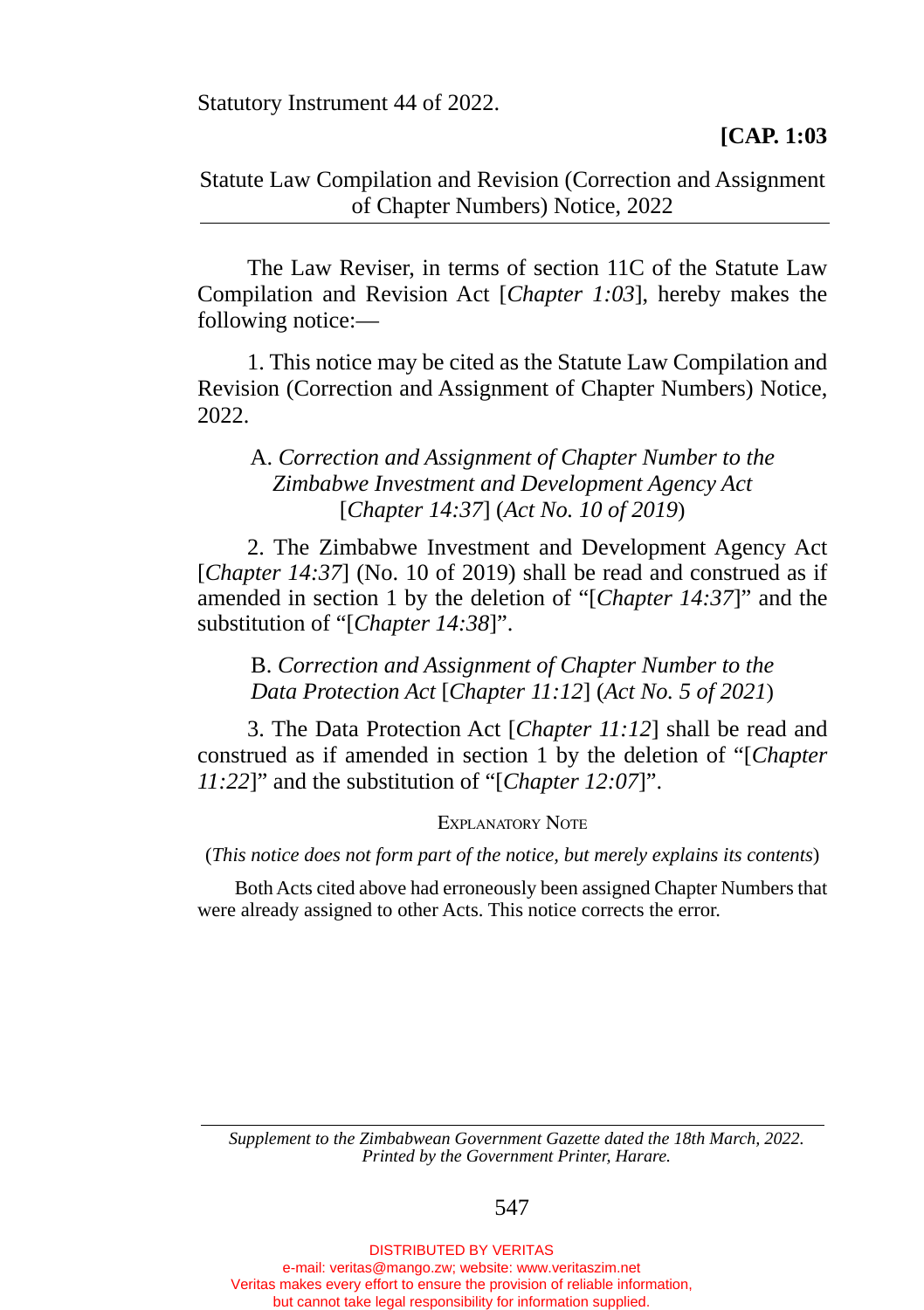Statutory Instrument 44 of 2022.

**[CAP. 1:03**

Statute Law Compilation and Revision (Correction and Assignment of Chapter Numbers) Notice, 2022

The Law Reviser, in terms of section 11C of the Statute Law Compilation and Revision Act [*Chapter 1:03*], hereby makes the following notice:—

1. This notice may be cited as the Statute Law Compilation and Revision (Correction and Assignment of Chapter Numbers) Notice, 2022.

A. *Correction and Assignment of Chapter Number to the Zimbabwe Investment and Development Agency Act* [*Chapter 14:37*] (*Act No. 10 of 2019*)

2. The Zimbabwe Investment and Development Agency Act [*Chapter 14:37*] (No. 10 of 2019) shall be read and construed as if amended in section 1 by the deletion of "[*Chapter 14:37*]" and the substitution of "[*Chapter 14:38*]".

B. *Correction and Assignment of Chapter Number to the Data Protection Act* [*Chapter 11:12*] (*Act No. 5 of 2021*)

3. The Data Protection Act [*Chapter 11:12*] shall be read and construed as if amended in section 1 by the deletion of "[*Chapter 11:22*]" and the substitution of "[*Chapter 12:07*]".

EXPLANATORY NOTE

(*This notice does not form part of the notice, but merely explains its contents*)

Both Acts cited above had erroneously been assigned Chapter Numbers that were already assigned to other Acts. This notice corrects the error.

*Supplement to the Zimbabwean Government Gazette dated the 18th March, 2022. Printed by the Government Printer, Harare.*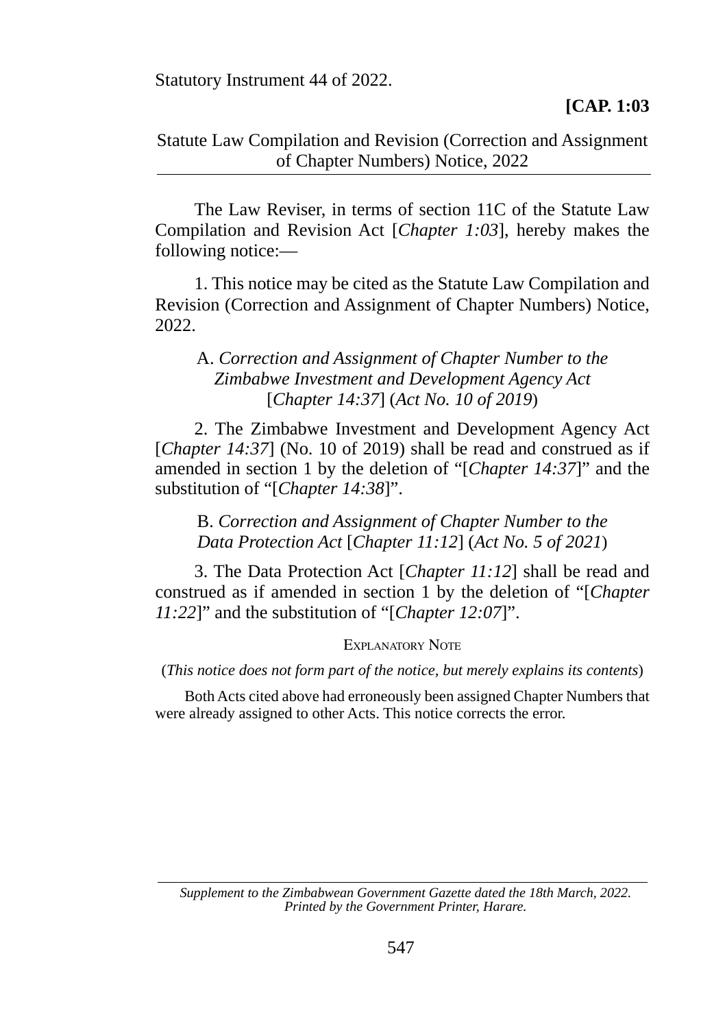Statutory Instrument 44 of 2022.

**[CAP. 1:03**

Statute Law Compilation and Revision (Correction and Assignment of Chapter Numbers) Notice, 2022

The Law Reviser, in terms of section 11C of the Statute Law Compilation and Revision Act [*Chapter 1:03*], hereby makes the following notice:—

1. This notice may be cited as the Statute Law Compilation and Revision (Correction and Assignment of Chapter Numbers) Notice, 2022.

A. *Correction and Assignment of Chapter Number to the Zimbabwe Investment and Development Agency Act* [*Chapter 14:37*] (*Act No. 10 of 2019*)

2. The Zimbabwe Investment and Development Agency Act [*Chapter 14:37*] (No. 10 of 2019) shall be read and construed as if amended in section 1 by the deletion of "[*Chapter 14:37*]" and the substitution of "[*Chapter 14:38*]".

B. *Correction and Assignment of Chapter Number to the Data Protection Act* [*Chapter 11:12*] (*Act No. 5 of 2021*)

3. The Data Protection Act [*Chapter 11:12*] shall be read and construed as if amended in section 1 by the deletion of "[*Chapter 11:22*]" and the substitution of "[*Chapter 12:07*]".

EXPLANATORY NOTE

(*This notice does not form part of the notice, but merely explains its contents*)

Both Acts cited above had erroneously been assigned Chapter Numbers that were already assigned to other Acts. This notice corrects the error.

*Supplement to the Zimbabwean Government Gazette dated the 18th March, 2022.*
*Printed by the Government Printer, Harare.*